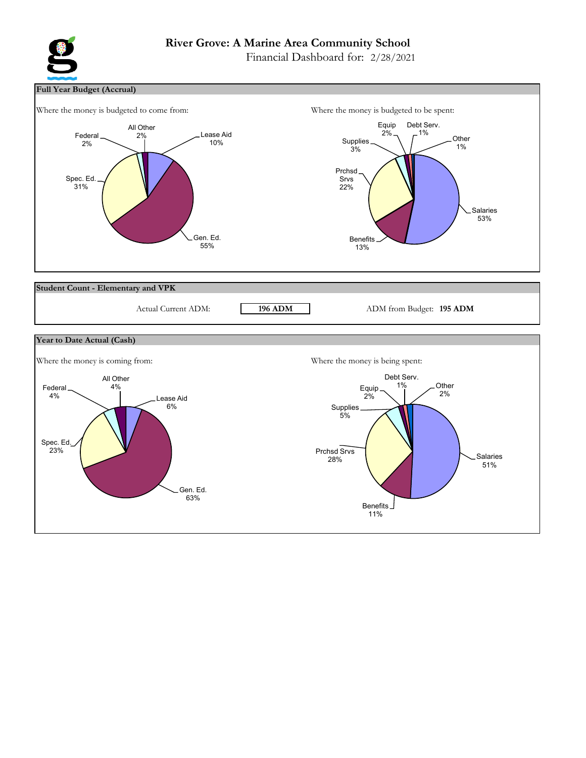# River Grove: A Marine Area Community School

Financial Dashboard for: 2/28/2021

## Full Year Budget (Accrual)

Where the money is budgeted to come from:

| Source | Percent |
|---|---|
| Lease Aid | 10% |
| Gen. Ed. | 55% |
| Spec. Ed. | 31% |
| Federal | 2% |
| All Other | 2% |

Where the money is budgeted to be spent:

| Category | Percent |
|---|---|
| Salaries | 53% |
| Benefits | 13% |
| Prchsd Srvs | 22% |
| Supplies | 3% |
| Equip | 2% |
| Debt Serv. | 1% |
| Other | 1% |

## Student Count - Elementary and VPK

Actual Current ADM: **196 ADM**

ADM from Budget: **195 ADM**

## Year to Date Actual (Cash)

Where the money is coming from:

| Source | Percent |
|---|---|
| Lease Aid | 6% |
| Gen. Ed. | 63% |
| Spec. Ed. | 23% |
| Federal | 4% |
| All Other | 4% |

Where the money is being spent:

| Category | Percent |
|---|---|
| Salaries | 51% |
| Benefits | 11% |
| Prchsd Srvs | 28% |
| Supplies | 5% |
| Equip | 2% |
| Debt Serv. | 1% |
| Other | 2% |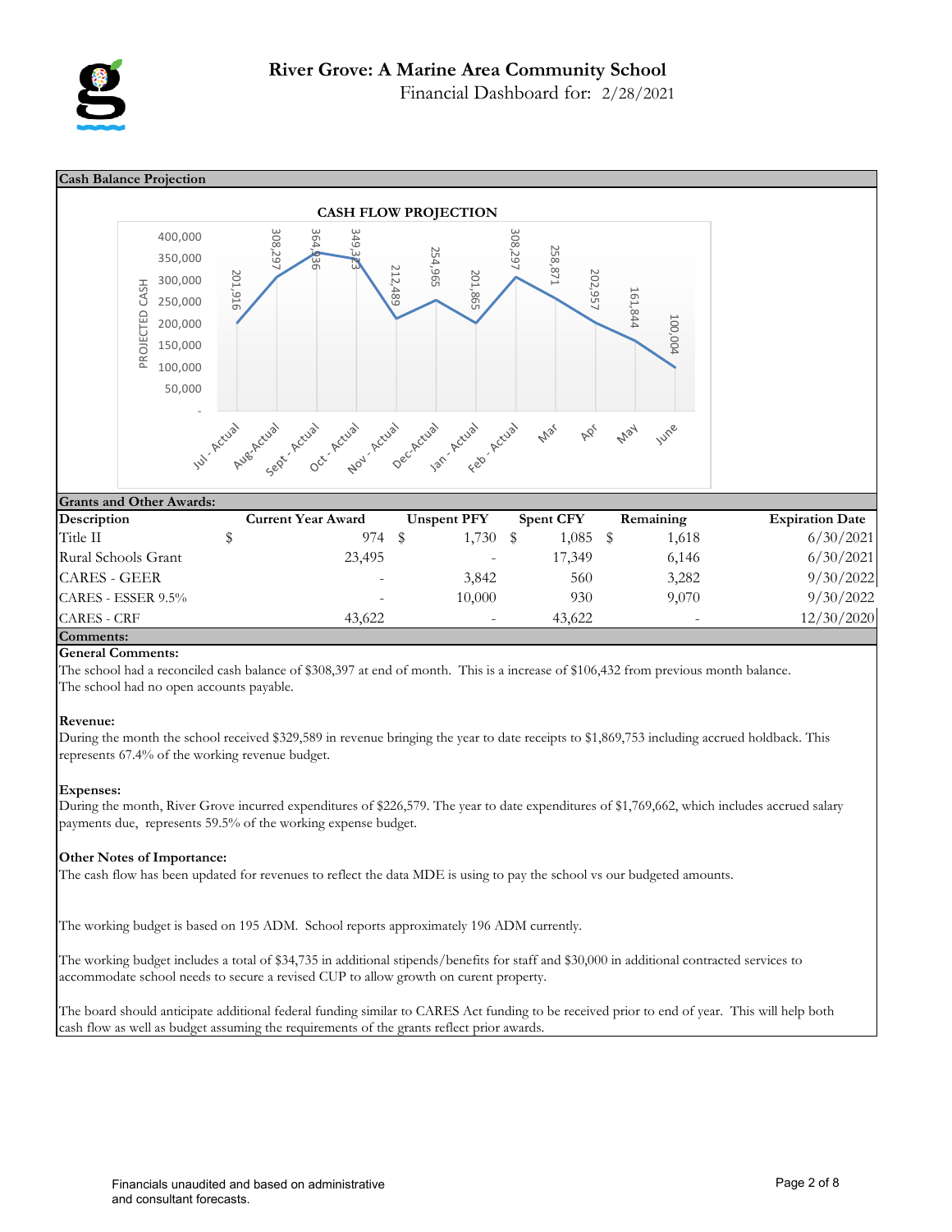# River Grove: A Marine Area Community School

Financial Dashboard for: 2/28/2021

## Cash Balance Projection

**CASH FLOW PROJECTION**

| Month | Projected Cash |
|---|---|
| Jul - Actual | 201,916 |
| Aug-Actual | 308,297 |
| Sept - Actual | 364,936 |
| Oct - Actual | 349,323 |
| Nov - Actual | 212,489 |
| Dec-Actual | 254,965 |
| Jan - Actual | 201,865 |
| Feb - Actual | 308,297 |
| Mar | 258,871 |
| Apr | 202,957 |
| May | 161,844 |
| June | 100,004 |

## Grants and Other Awards:

| Description | Current Year Award | Unspent PFY | Spent CFY | Remaining | Expiration Date |
|---|---|---|---|---|---|
| Title II | $ 974 | $ 1,730 | $ 1,085 | $ 1,618 | 6/30/2021 |
| Rural Schools Grant | 23,495 | - | 17,349 | 6,146 | 6/30/2021 |
| CARES - GEER | - | 3,842 | 560 | 3,282 | 9/30/2022 |
| CARES - ESSER 9.5% | - | 10,000 | 930 | 9,070 | 9/30/2022 |
| CARES - CRF | 43,622 | - | 43,622 | - | 12/30/2020 |

## Comments:

**General Comments:**

The school had a reconciled cash balance of $308,397 at end of month. This is a increase of $106,432 from previous month balance. The school had no open accounts payable.

**Revenue:**

During the month the school received $329,589 in revenue bringing the year to date receipts to $1,869,753 including accrued holdback. This represents 67.4% of the working revenue budget.

**Expenses:**

During the month, River Grove incurred expenditures of $226,579. The year to date expenditures of $1,769,662, which includes accrued salary payments due, represents 59.5% of the working expense budget.

**Other Notes of Importance:**

The cash flow has been updated for revenues to reflect the data MDE is using to pay the school vs our budgeted amounts.

The working budget is based on 195 ADM. School reports approximately 196 ADM currently.

The working budget includes a total of $34,735 in additional stipends/benefits for staff and $30,000 in additional contracted services to accommodate school needs to secure a revised CUP to allow growth on curent property.

The board should anticipate additional federal funding similar to CARES Act funding to be received prior to end of year. This will help both cash flow as well as budget assuming the requirements of the grants reflect prior awards.

Financials unaudited and based on administrative and consultant forecasts.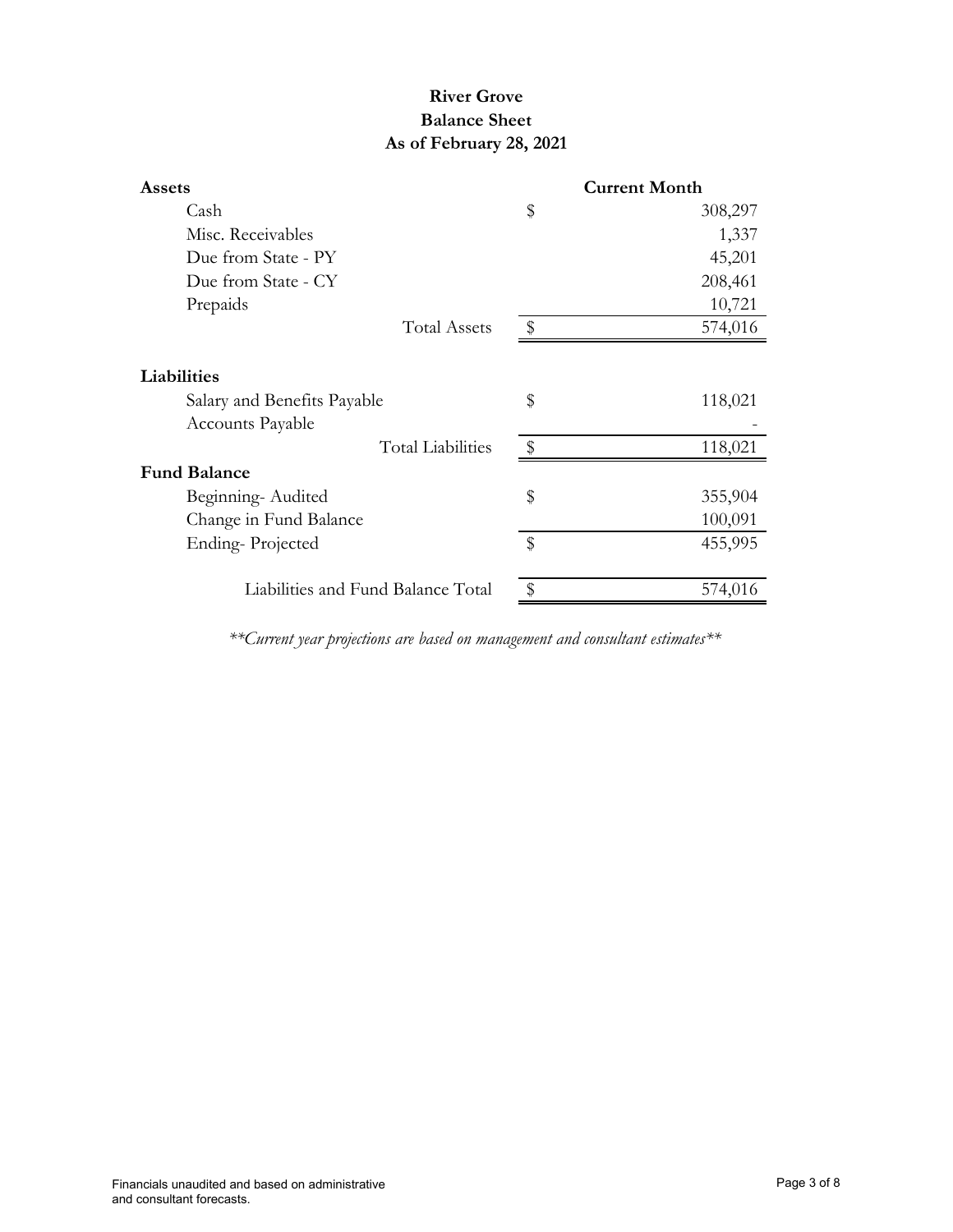# River Grove
## Balance Sheet
### As of February 28, 2021

| Assets | | Current Month |
|---|---|---|
| Cash | $ | 308,297 |
| Misc. Receivables | | 1,337 |
| Due from State - PY | | 45,201 |
| Due from State - CY | | 208,461 |
| Prepaids | | 10,721 |
| Total Assets | $ | 574,016 |
| | | |
| **Liabilities** | | |
| Salary and Benefits Payable | $ | 118,021 |
| Accounts Payable | | - |
| Total Liabilities | $ | 118,021 |
| **Fund Balance** | | |
| Beginning- Audited | $ | 355,904 |
| Change in Fund Balance | | 100,091 |
| Ending- Projected | $ | 455,995 |
| | | |
| Liabilities and Fund Balance Total | $ | 574,016 |

*\*\*Current year projections are based on management and consultant estimates\*\**

Financials unaudited and based on administrative and consultant forecasts.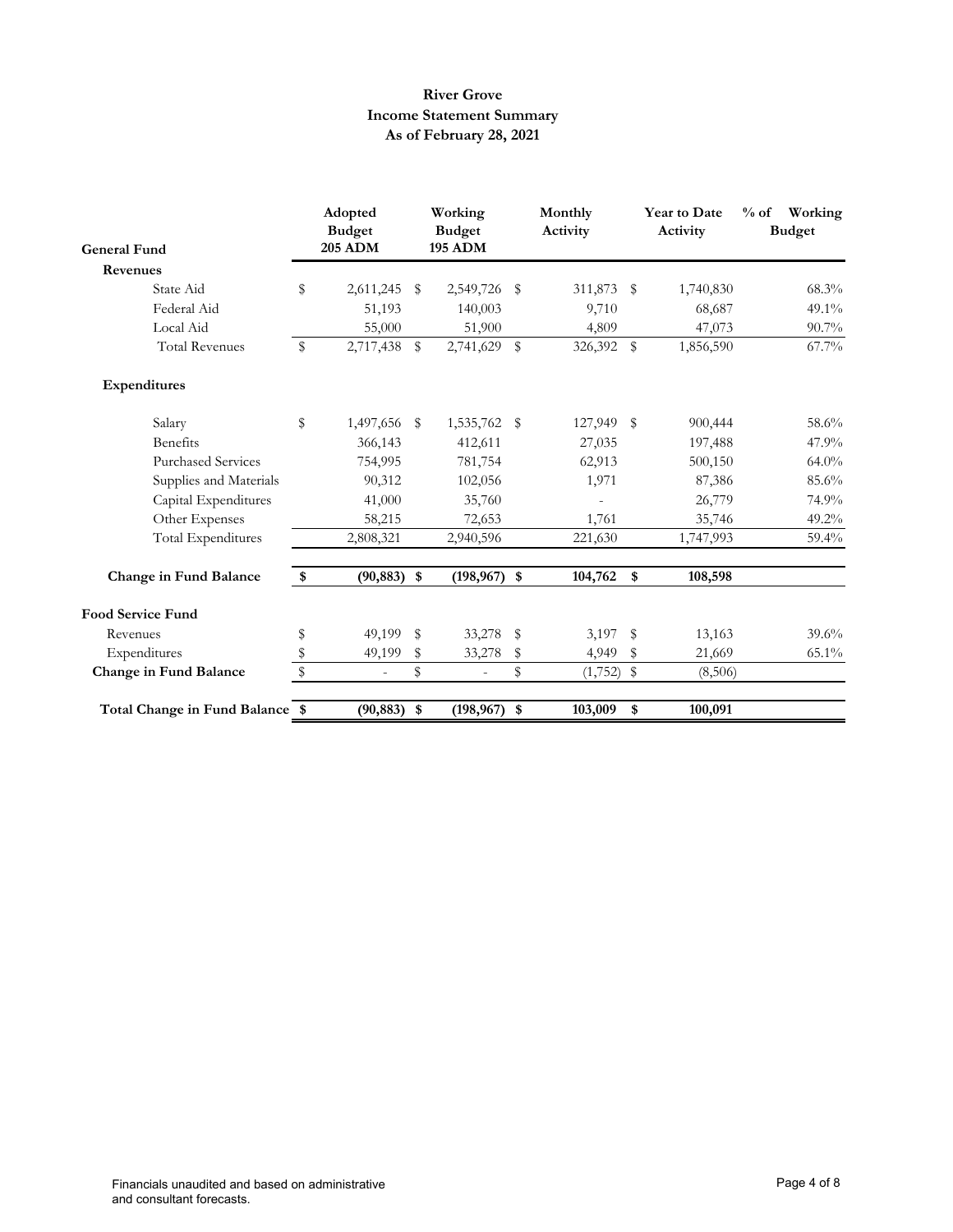# River Grove
## Income Statement Summary
### As of February 28, 2021

| General Fund | Adopted Budget 205 ADM | Working Budget 195 ADM | Monthly Activity | Year to Date Activity | % of Working Budget |
|---|---|---|---|---|---|
| **Revenues** | | | | | |
| State Aid | $ 2,611,245 | $ 2,549,726 | $ 311,873 | $ 1,740,830 | 68.3% |
| Federal Aid | 51,193 | 140,003 | 9,710 | 68,687 | 49.1% |
| Local Aid | 55,000 | 51,900 | 4,809 | 47,073 | 90.7% |
| Total Revenues | $ 2,717,438 | $ 2,741,629 | $ 326,392 | $ 1,856,590 | 67.7% |
| **Expenditures** | | | | | |
| Salary | $ 1,497,656 | $ 1,535,762 | $ 127,949 | $ 900,444 | 58.6% |
| Benefits | 366,143 | 412,611 | 27,035 | 197,488 | 47.9% |
| Purchased Services | 754,995 | 781,754 | 62,913 | 500,150 | 64.0% |
| Supplies and Materials | 90,312 | 102,056 | 1,971 | 87,386 | 85.6% |
| Capital Expenditures | 41,000 | 35,760 | - | 26,779 | 74.9% |
| Other Expenses | 58,215 | 72,653 | 1,761 | 35,746 | 49.2% |
| Total Expenditures | 2,808,321 | 2,940,596 | 221,630 | 1,747,993 | 59.4% |
| **Change in Fund Balance** | **$ (90,883)** | **$ (198,967)** | **$ 104,762** | **$ 108,598** | |
| **Food Service Fund** | | | | | |
| Revenues | $ 49,199 | $ 33,278 | $ 3,197 | $ 13,163 | 39.6% |
| Expenditures | $ 49,199 | $ 33,278 | $ 4,949 | $ 21,669 | 65.1% |
| **Change in Fund Balance** | $ - | $ - | $ (1,752) | $ (8,506) | |
| **Total Change in Fund Balance** | **$ (90,883)** | **$ (198,967)** | **$ 103,009** | **$ 100,091** | |

Financials unaudited and based on administrative and consultant forecasts.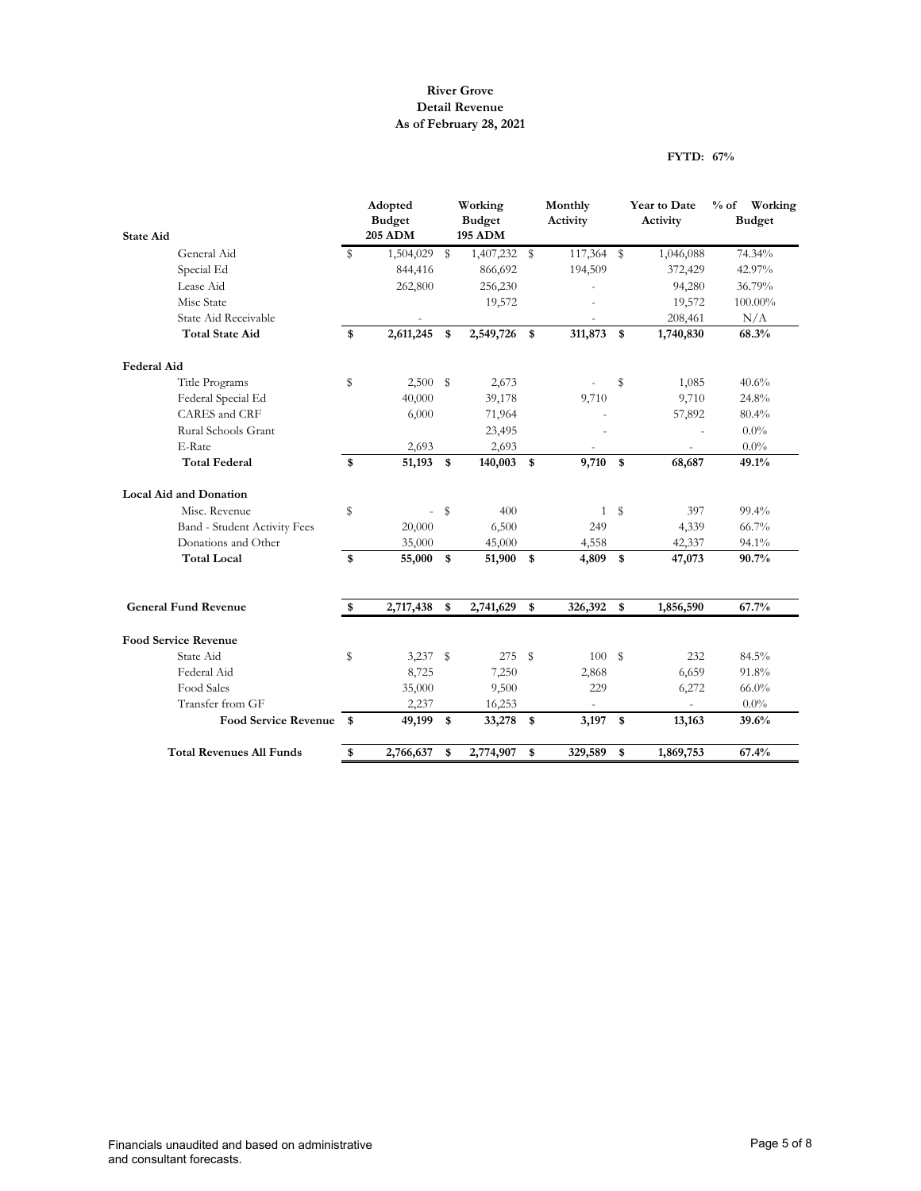**River Grove**
**Detail Revenue**
**As of February 28, 2021**

**FYTD: 67%**

| State Aid | Adopted Budget 205 ADM | Working Budget 195 ADM | Monthly Activity | Year to Date Activity | % of Working Budget |
|---|---|---|---|---|---|
| General Aid | $ 1,504,029 | $ 1,407,232 | $ 117,364 | $ 1,046,088 | 74.34% |
| Special Ed | 844,416 | 866,692 | 194,509 | 372,429 | 42.97% |
| Lease Aid | 262,800 | 256,230 | - | 94,280 | 36.79% |
| Misc State | | 19,572 | - | 19,572 | 100.00% |
| State Aid Receivable | - | | - | 208,461 | N/A |
| **Total State Aid** | **$ 2,611,245** | **$ 2,549,726** | **$ 311,873** | **$ 1,740,830** | **68.3%** |
| **Federal Aid** | | | | | |
| Title Programs | $ 2,500 | $ 2,673 | - | $ 1,085 | 40.6% |
| Federal Special Ed | 40,000 | 39,178 | 9,710 | 9,710 | 24.8% |
| CARES and CRF | 6,000 | 71,964 | - | 57,892 | 80.4% |
| Rural Schools Grant | | 23,495 | - | - | 0.0% |
| E-Rate | 2,693 | 2,693 | - | - | 0.0% |
| **Total Federal** | **$ 51,193** | **$ 140,003** | **$ 9,710** | **$ 68,687** | **49.1%** |
| **Local Aid and Donation** | | | | | |
| Misc. Revenue | $ - | $ 400 | 1 | $ 397 | 99.4% |
| Band - Student Activity Fees | 20,000 | 6,500 | 249 | 4,339 | 66.7% |
| Donations and Other | 35,000 | 45,000 | 4,558 | 42,337 | 94.1% |
| **Total Local** | **$ 55,000** | **$ 51,900** | **$ 4,809** | **$ 47,073** | **90.7%** |
| **General Fund Revenue** | **$ 2,717,438** | **$ 2,741,629** | **$ 326,392** | **$ 1,856,590** | **67.7%** |
| **Food Service Revenue** | | | | | |
| State Aid | $ 3,237 | $ 275 | $ 100 | $ 232 | 84.5% |
| Federal Aid | 8,725 | 7,250 | 2,868 | 6,659 | 91.8% |
| Food Sales | 35,000 | 9,500 | 229 | 6,272 | 66.0% |
| Transfer from GF | 2,237 | 16,253 | - | - | 0.0% |
| **Food Service Revenue** | **$ 49,199** | **$ 33,278** | **$ 3,197** | **$ 13,163** | **39.6%** |
| **Total Revenues All Funds** | **$ 2,766,637** | **$ 2,774,907** | **$ 329,589** | **$ 1,869,753** | **67.4%** |

Financials unaudited and based on administrative and consultant forecasts.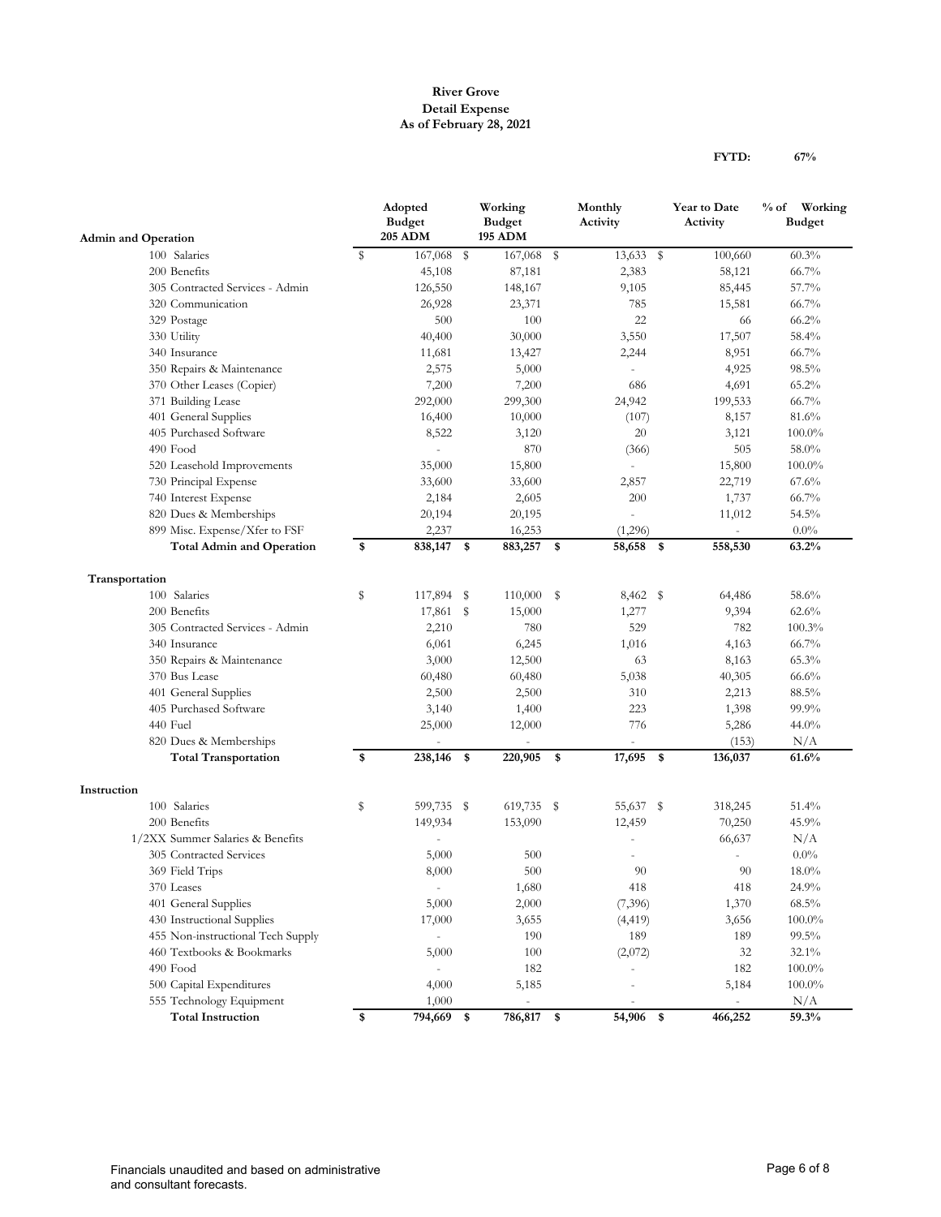**River Grove**
**Detail Expense**
**As of February 28, 2021**

**FYTD: 67%**

| Admin and Operation | Adopted Budget 205 ADM | Working Budget 195 ADM | Monthly Activity | Year to Date Activity | % of Working Budget |
|---|---|---|---|---|---|
| 100 Salaries | $ 167,068 | $ 167,068 | $ 13,633 | $ 100,660 | 60.3% |
| 200 Benefits | 45,108 | 87,181 | 2,383 | 58,121 | 66.7% |
| 305 Contracted Services - Admin | 126,550 | 148,167 | 9,105 | 85,445 | 57.7% |
| 320 Communication | 26,928 | 23,371 | 785 | 15,581 | 66.7% |
| 329 Postage | 500 | 100 | 22 | 66 | 66.2% |
| 330 Utility | 40,400 | 30,000 | 3,550 | 17,507 | 58.4% |
| 340 Insurance | 11,681 | 13,427 | 2,244 | 8,951 | 66.7% |
| 350 Repairs & Maintenance | 2,575 | 5,000 | - | 4,925 | 98.5% |
| 370 Other Leases (Copier) | 7,200 | 7,200 | 686 | 4,691 | 65.2% |
| 371 Building Lease | 292,000 | 299,300 | 24,942 | 199,533 | 66.7% |
| 401 General Supplies | 16,400 | 10,000 | (107) | 8,157 | 81.6% |
| 405 Purchased Software | 8,522 | 3,120 | 20 | 3,121 | 100.0% |
| 490 Food | - | 870 | (366) | 505 | 58.0% |
| 520 Leasehold Improvements | 35,000 | 15,800 | - | 15,800 | 100.0% |
| 730 Principal Expense | 33,600 | 33,600 | 2,857 | 22,719 | 67.6% |
| 740 Interest Expense | 2,184 | 2,605 | 200 | 1,737 | 66.7% |
| 820 Dues & Memberships | 20,194 | 20,195 | - | 11,012 | 54.5% |
| 899 Misc. Expense/Xfer to FSF | 2,237 | 16,253 | (1,296) | - | 0.0% |
| **Total Admin and Operation** | **$ 838,147** | **$ 883,257** | **$ 58,658** | **$ 558,530** | **63.2%** |

| Transportation | Adopted Budget 205 ADM | Working Budget 195 ADM | Monthly Activity | Year to Date Activity | % of Working Budget |
|---|---|---|---|---|---|
| 100 Salaries | $ 117,894 | $ 110,000 | $ 8,462 | $ 64,486 | 58.6% |
| 200 Benefits | 17,861 | $ 15,000 | 1,277 | 9,394 | 62.6% |
| 305 Contracted Services - Admin | 2,210 | 780 | 529 | 782 | 100.3% |
| 340 Insurance | 6,061 | 6,245 | 1,016 | 4,163 | 66.7% |
| 350 Repairs & Maintenance | 3,000 | 12,500 | 63 | 8,163 | 65.3% |
| 370 Bus Lease | 60,480 | 60,480 | 5,038 | 40,305 | 66.6% |
| 401 General Supplies | 2,500 | 2,500 | 310 | 2,213 | 88.5% |
| 405 Purchased Software | 3,140 | 1,400 | 223 | 1,398 | 99.9% |
| 440 Fuel | 25,000 | 12,000 | 776 | 5,286 | 44.0% |
| 820 Dues & Memberships | - | - | - | (153) | N/A |
| **Total Transportation** | **$ 238,146** | **$ 220,905** | **$ 17,695** | **$ 136,037** | **61.6%** |

| Instruction | Adopted Budget 205 ADM | Working Budget 195 ADM | Monthly Activity | Year to Date Activity | % of Working Budget |
|---|---|---|---|---|---|
| 100 Salaries | $ 599,735 | $ 619,735 | $ 55,637 | $ 318,245 | 51.4% |
| 200 Benefits | 149,934 | 153,090 | 12,459 | 70,250 | 45.9% |
| 1/2XX Summer Salaries & Benefits | - | | - | 66,637 | N/A |
| 305 Contracted Services | 5,000 | 500 | - | - | 0.0% |
| 369 Field Trips | 8,000 | 500 | 90 | 90 | 18.0% |
| 370 Leases | - | 1,680 | 418 | 418 | 24.9% |
| 401 General Supplies | 5,000 | 2,000 | (7,396) | 1,370 | 68.5% |
| 430 Instructional Supplies | 17,000 | 3,655 | (4,419) | 3,656 | 100.0% |
| 455 Non-instructional Tech Supply | - | 190 | 189 | 189 | 99.5% |
| 460 Textbooks & Bookmarks | 5,000 | 100 | (2,072) | 32 | 32.1% |
| 490 Food | - | 182 | - | 182 | 100.0% |
| 500 Capital Expenditures | 4,000 | 5,185 | - | 5,184 | 100.0% |
| 555 Technology Equipment | 1,000 | - | - | - | N/A |
| **Total Instruction** | **$ 794,669** | **$ 786,817** | **$ 54,906** | **$ 466,252** | **59.3%** |

Financials unaudited and based on administrative and consultant forecasts.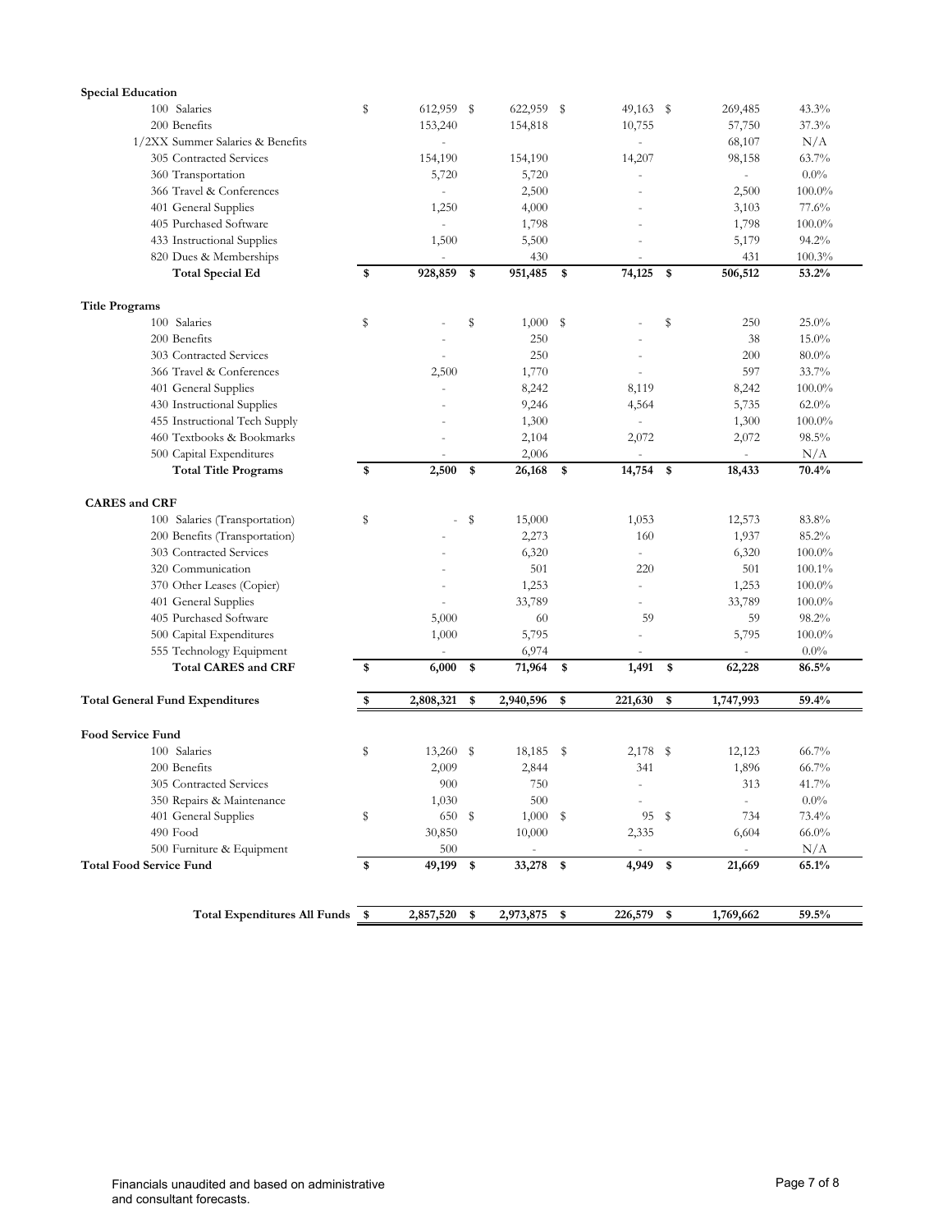| | | | | | |
|---|---|---|---|---|---|
| **Special Education** | | | | | |
| 100 Salaries | $ 612,959 | $ 622,959 | $ 49,163 | $ 269,485 | 43.3% |
| 200 Benefits | 153,240 | 154,818 | 10,755 | 57,750 | 37.3% |
| 1/2XX Summer Salaries & Benefits | - | | - | 68,107 | N/A |
| 305 Contracted Services | 154,190 | 154,190 | 14,207 | 98,158 | 63.7% |
| 360 Transportation | 5,720 | 5,720 | - | - | 0.0% |
| 366 Travel & Conferences | - | 2,500 | - | 2,500 | 100.0% |
| 401 General Supplies | 1,250 | 4,000 | - | 3,103 | 77.6% |
| 405 Purchased Software | - | 1,798 | - | 1,798 | 100.0% |
| 433 Instructional Supplies | 1,500 | 5,500 | - | 5,179 | 94.2% |
| 820 Dues & Memberships | - | 430 | - | 431 | 100.3% |
| **Total Special Ed** | **$ 928,859** | **$ 951,485** | **$ 74,125** | **$ 506,512** | **53.2%** |
| | | | | | |
| **Title Programs** | | | | | |
| 100 Salaries | $ - | $ 1,000 | $ - | $ 250 | 25.0% |
| 200 Benefits | - | 250 | - | 38 | 15.0% |
| 303 Contracted Services | - | 250 | - | 200 | 80.0% |
| 366 Travel & Conferences | 2,500 | 1,770 | - | 597 | 33.7% |
| 401 General Supplies | - | 8,242 | 8,119 | 8,242 | 100.0% |
| 430 Instructional Supplies | - | 9,246 | 4,564 | 5,735 | 62.0% |
| 455 Instructional Tech Supply | - | 1,300 | - | 1,300 | 100.0% |
| 460 Textbooks & Bookmarks | - | 2,104 | 2,072 | 2,072 | 98.5% |
| 500 Capital Expenditures | - | 2,006 | - | - | N/A |
| **Total Title Programs** | **$ 2,500** | **$ 26,168** | **$ 14,754** | **$ 18,433** | **70.4%** |
| | | | | | |
| **CARES and CRF** | | | | | |
| 100 Salaries (Transportation) | $ - | $ 15,000 | 1,053 | 12,573 | 83.8% |
| 200 Benefits (Transportation) | - | 2,273 | 160 | 1,937 | 85.2% |
| 303 Contracted Services | - | 6,320 | - | 6,320 | 100.0% |
| 320 Communication | - | 501 | 220 | 501 | 100.1% |
| 370 Other Leases (Copier) | - | 1,253 | - | 1,253 | 100.0% |
| 401 General Supplies | - | 33,789 | - | 33,789 | 100.0% |
| 405 Purchased Software | 5,000 | 60 | 59 | 59 | 98.2% |
| 500 Capital Expenditures | 1,000 | 5,795 | - | 5,795 | 100.0% |
| 555 Technology Equipment | - | 6,974 | - | - | 0.0% |
| **Total CARES and CRF** | **$ 6,000** | **$ 71,964** | **$ 1,491** | **$ 62,228** | **86.5%** |
| | | | | | |
| **Total General Fund Expenditures** | **$ 2,808,321** | **$ 2,940,596** | **$ 221,630** | **$ 1,747,993** | **59.4%** |
| | | | | | |
| **Food Service Fund** | | | | | |
| 100 Salaries | $ 13,260 | $ 18,185 | $ 2,178 | $ 12,123 | 66.7% |
| 200 Benefits | 2,009 | 2,844 | 341 | 1,896 | 66.7% |
| 305 Contracted Services | 900 | 750 | - | 313 | 41.7% |
| 350 Repairs & Maintenance | 1,030 | 500 | - | - | 0.0% |
| 401 General Supplies | $ 650 | $ 1,000 | $ 95 | $ 734 | 73.4% |
| 490 Food | 30,850 | 10,000 | 2,335 | 6,604 | 66.0% |
| 500 Furniture & Equipment | 500 | - | - | - | N/A |
| **Total Food Service Fund** | **$ 49,199** | **$ 33,278** | **$ 4,949** | **$ 21,669** | **65.1%** |
| | | | | | |
| **Total Expenditures All Funds** | **$ 2,857,520** | **$ 2,973,875** | **$ 226,579** | **$ 1,769,662** | **59.5%** |

Financials unaudited and based on administrative and consultant forecasts.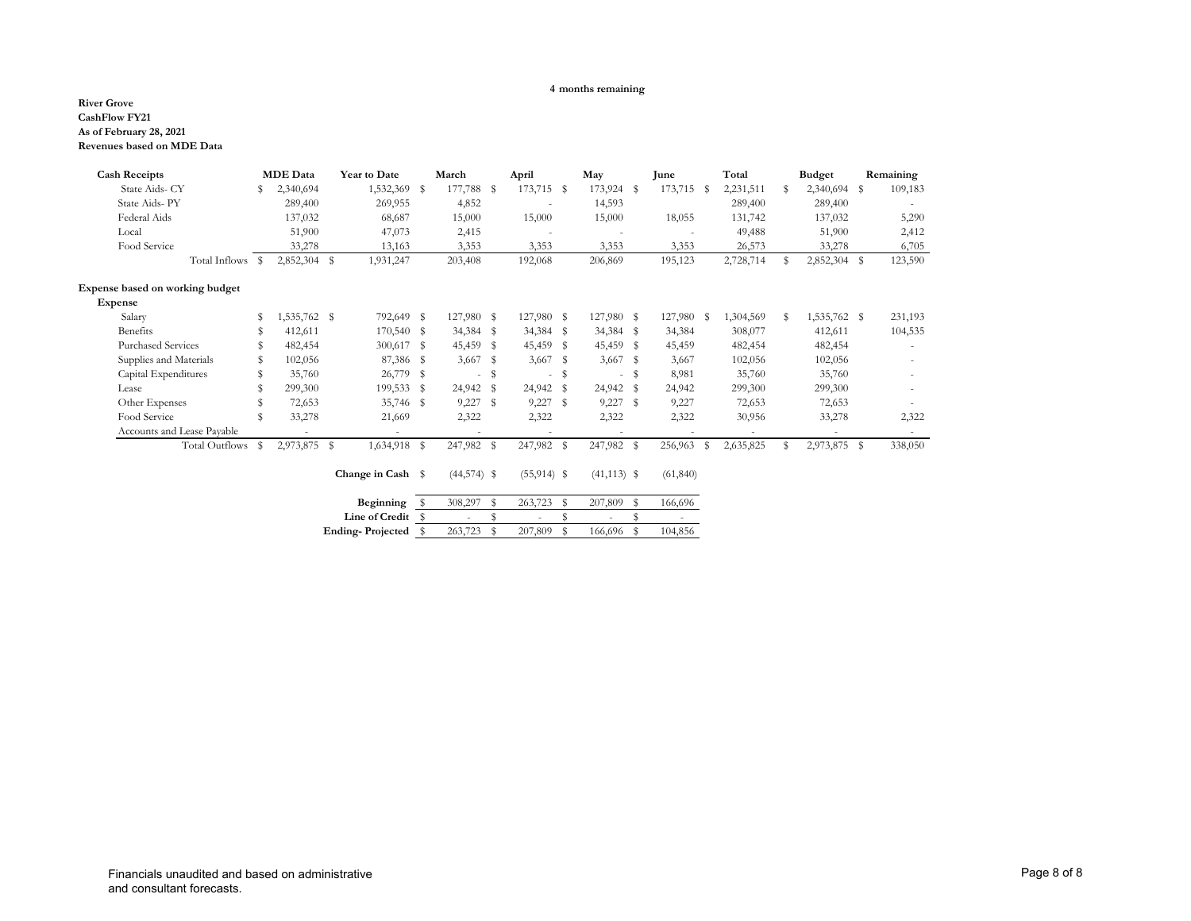4 months remaining

**River Grove**
**CashFlow FY21**
**As of February 28, 2021**
**Revenues based on MDE Data**

| Cash Receipts | MDE Data | Year to Date | March | April | May | June | Total | Budget | Remaining |
|---|---|---|---|---|---|---|---|---|---|
| State Aids- CY | $ 2,340,694 | 1,532,369 | $ 177,788 | $ 173,715 | $ 173,924 | $ 173,715 | $ 2,231,511 | $ 2,340,694 | $ 109,183 |
| State Aids- PY | 289,400 | 269,955 | 4,852 | - | 14,593 | | 289,400 | 289,400 | - |
| Federal Aids | 137,032 | 68,687 | 15,000 | 15,000 | 15,000 | 18,055 | 131,742 | 137,032 | 5,290 |
| Local | 51,900 | 47,073 | 2,415 | - | - | - | 49,488 | 51,900 | 2,412 |
| Food Service | 33,278 | 13,163 | 3,353 | 3,353 | 3,353 | 3,353 | 26,573 | 33,278 | 6,705 |
| Total Inflows | $ 2,852,304 | $ 1,931,247 | 203,408 | 192,068 | 206,869 | 195,123 | 2,728,714 | $ 2,852,304 | $ 123,590 |
| **Expense based on working budget** | | | | | | | | | |
| **Expense** | | | | | | | | | |
| Salary | $ 1,535,762 | $ 792,649 | $ 127,980 | $ 127,980 | $ 127,980 | $ 127,980 | $ 1,304,569 | $ 1,535,762 | $ 231,193 |
| Benefits | $ 412,611 | 170,540 | $ 34,384 | $ 34,384 | $ 34,384 | $ 34,384 | 308,077 | 412,611 | 104,535 |
| Purchased Services | $ 482,454 | 300,617 | $ 45,459 | $ 45,459 | $ 45,459 | $ 45,459 | 482,454 | 482,454 | - |
| Supplies and Materials | $ 102,056 | 87,386 | $ 3,667 | $ 3,667 | $ 3,667 | $ 3,667 | 102,056 | 102,056 | - |
| Capital Expenditures | $ 35,760 | 26,779 | $ - | $ - | $ - | $ 8,981 | 35,760 | 35,760 | - |
| Lease | $ 299,300 | 199,533 | $ 24,942 | $ 24,942 | $ 24,942 | $ 24,942 | 299,300 | 299,300 | - |
| Other Expenses | $ 72,653 | 35,746 | $ 9,227 | $ 9,227 | $ 9,227 | $ 9,227 | 72,653 | 72,653 | - |
| Food Service | $ 33,278 | 21,669 | 2,322 | 2,322 | 2,322 | 2,322 | 30,956 | 33,278 | 2,322 |
| Accounts and Lease Payable | - | - | - | - | - | - | - | - | - |
| Total Outflows | $ 2,973,875 | $ 1,634,918 | $ 247,982 | $ 247,982 | $ 247,982 | $ 256,963 | $ 2,635,825 | $ 2,973,875 | $ 338,050 |
| | | **Change in Cash** | $ (44,574) | $ (55,914) | $ (41,113) | $ (61,840) | | | |
| | | **Beginning** | $ 308,297 | $ 263,723 | $ 207,809 | $ 166,696 | | | |
| | | **Line of Credit** | $ - | $ - | $ - | $ - | | | |
| | | **Ending- Projected** | $ 263,723 | $ 207,809 | $ 166,696 | $ 104,856 | | | |

Financials unaudited and based on administrative and consultant forecasts.